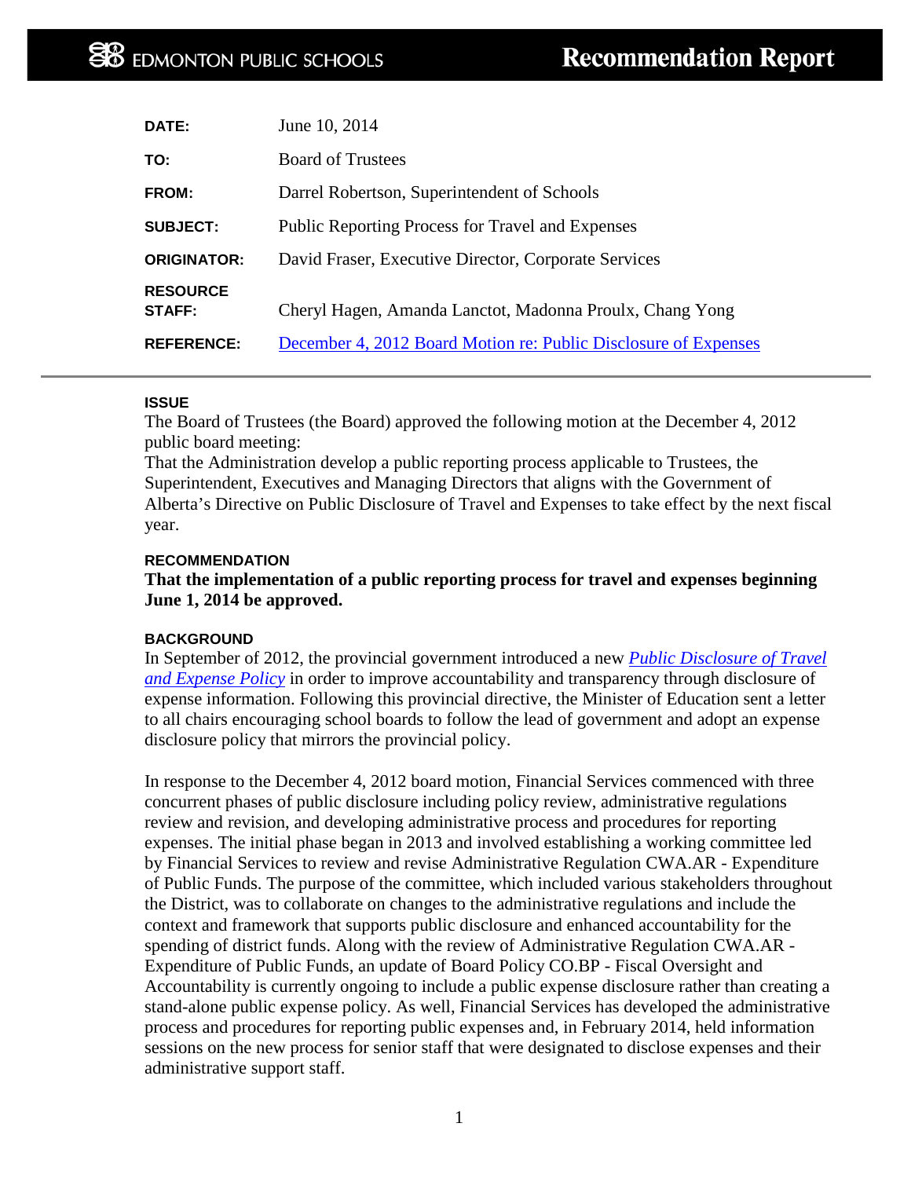# EDMONTON PUBLIC SCHOOLS

## Recommendation Report

| | |
|---|---|
| **DATE:** | June 10, 2014 |
| **TO:** | Board of Trustees |
| **FROM:** | Darrel Robertson, Superintendent of Schools |
| **SUBJECT:** | Public Reporting Process for Travel and Expenses |
| **ORIGINATOR:** | David Fraser, Executive Director, Corporate Services |
| **RESOURCE STAFF:** | Cheryl Hagen, Amanda Lanctot, Madonna Proulx, Chang Yong |
| **REFERENCE:** | December 4, 2012 Board Motion re: Public Disclosure of Expenses |

---

### ISSUE

The Board of Trustees (the Board) approved the following motion at the December 4, 2012 public board meeting:

That the Administration develop a public reporting process applicable to Trustees, the Superintendent, Executives and Managing Directors that aligns with the Government of Alberta's Directive on Public Disclosure of Travel and Expenses to take effect by the next fiscal year.

### RECOMMENDATION

**That the implementation of a public reporting process for travel and expenses beginning June 1, 2014 be approved.**

### BACKGROUND

In September of 2012, the provincial government introduced a new ***Public Disclosure of Travel and Expense Policy*** in order to improve accountability and transparency through disclosure of expense information. Following this provincial directive, the Minister of Education sent a letter to all chairs encouraging school boards to follow the lead of government and adopt an expense disclosure policy that mirrors the provincial policy.

In response to the December 4, 2012 board motion, Financial Services commenced with three concurrent phases of public disclosure including policy review, administrative regulations review and revision, and developing administrative process and procedures for reporting expenses. The initial phase began in 2013 and involved establishing a working committee led by Financial Services to review and revise Administrative Regulation CWA.AR - Expenditure of Public Funds. The purpose of the committee, which included various stakeholders throughout the District, was to collaborate on changes to the administrative regulations and include the context and framework that supports public disclosure and enhanced accountability for the spending of district funds. Along with the review of Administrative Regulation CWA.AR - Expenditure of Public Funds, an update of Board Policy CO.BP - Fiscal Oversight and Accountability is currently ongoing to include a public expense disclosure rather than creating a stand-alone public expense policy. As well, Financial Services has developed the administrative process and procedures for reporting public expenses and, in February 2014, held information sessions on the new process for senior staff that were designated to disclose expenses and their administrative support staff.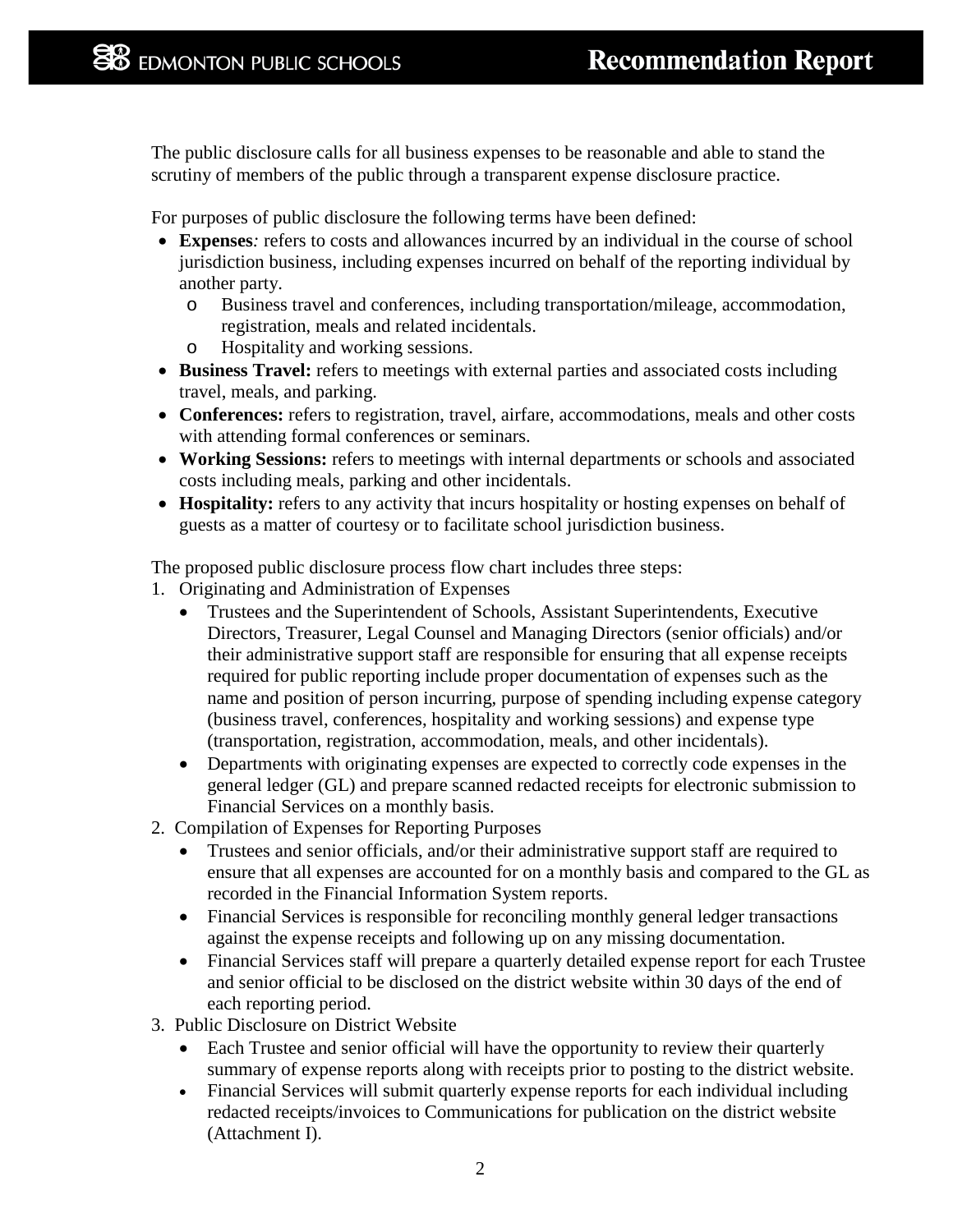The public disclosure calls for all business expenses to be reasonable and able to stand the scrutiny of members of the public through a transparent expense disclosure practice.

For purposes of public disclosure the following terms have been defined:

- **Expenses***:* refers to costs and allowances incurred by an individual in the course of school jurisdiction business, including expenses incurred on behalf of the reporting individual by another party.
    - Business travel and conferences, including transportation/mileage, accommodation, registration, meals and related incidentals.
    - Hospitality and working sessions.
- **Business Travel:** refers to meetings with external parties and associated costs including travel, meals, and parking.
- **Conferences:** refers to registration, travel, airfare, accommodations, meals and other costs with attending formal conferences or seminars.
- **Working Sessions:** refers to meetings with internal departments or schools and associated costs including meals, parking and other incidentals.
- **Hospitality:** refers to any activity that incurs hospitality or hosting expenses on behalf of guests as a matter of courtesy or to facilitate school jurisdiction business.

The proposed public disclosure process flow chart includes three steps:

1. Originating and Administration of Expenses
    - Trustees and the Superintendent of Schools, Assistant Superintendents, Executive Directors, Treasurer, Legal Counsel and Managing Directors (senior officials) and/or their administrative support staff are responsible for ensuring that all expense receipts required for public reporting include proper documentation of expenses such as the name and position of person incurring, purpose of spending including expense category (business travel, conferences, hospitality and working sessions) and expense type (transportation, registration, accommodation, meals, and other incidentals).
    - Departments with originating expenses are expected to correctly code expenses in the general ledger (GL) and prepare scanned redacted receipts for electronic submission to Financial Services on a monthly basis.
2. Compilation of Expenses for Reporting Purposes
    - Trustees and senior officials, and/or their administrative support staff are required to ensure that all expenses are accounted for on a monthly basis and compared to the GL as recorded in the Financial Information System reports.
    - Financial Services is responsible for reconciling monthly general ledger transactions against the expense receipts and following up on any missing documentation.
    - Financial Services staff will prepare a quarterly detailed expense report for each Trustee and senior official to be disclosed on the district website within 30 days of the end of each reporting period.
3. Public Disclosure on District Website
    - Each Trustee and senior official will have the opportunity to review their quarterly summary of expense reports along with receipts prior to posting to the district website.
    - Financial Services will submit quarterly expense reports for each individual including redacted receipts/invoices to Communications for publication on the district website (Attachment I).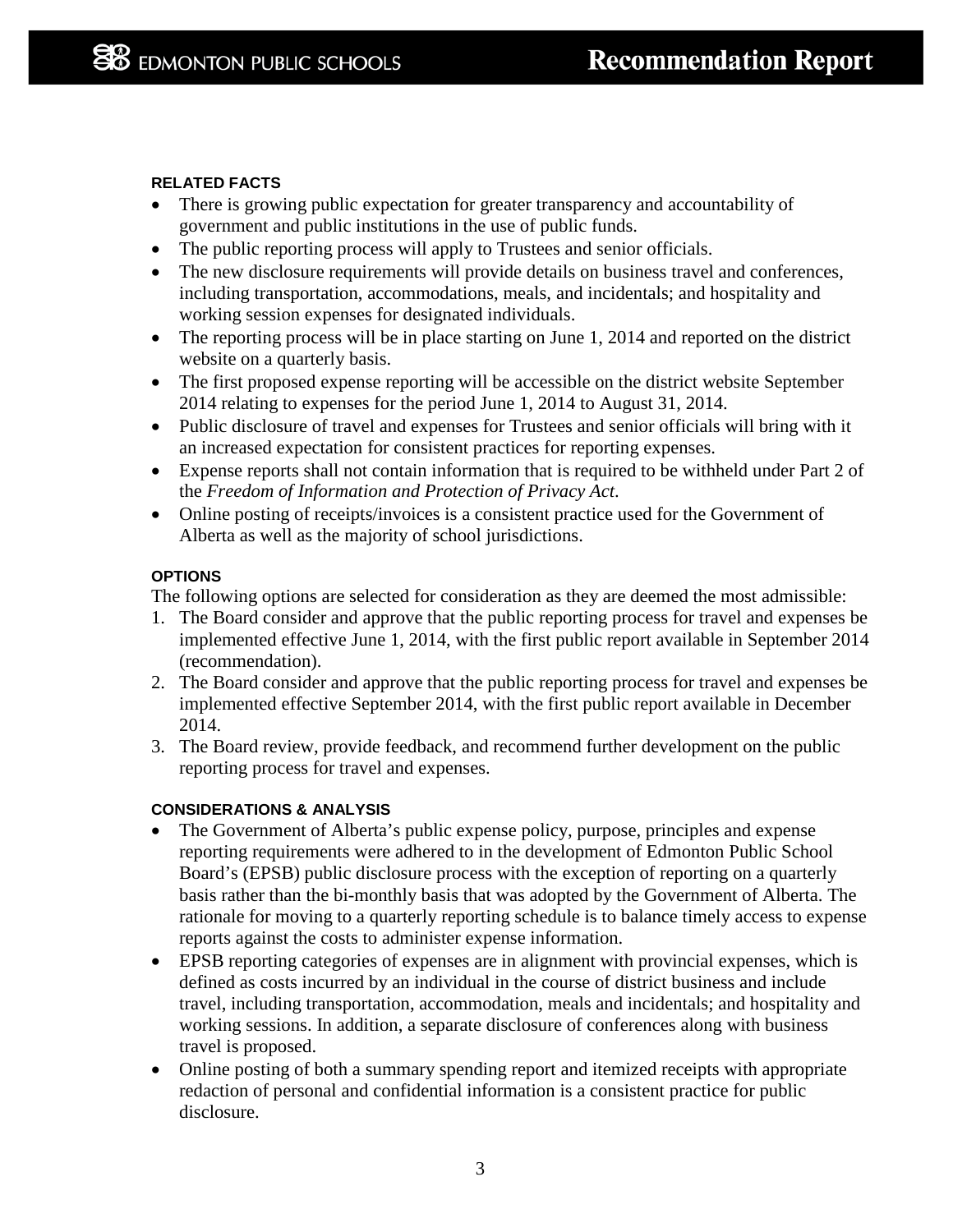### RELATED FACTS

- There is growing public expectation for greater transparency and accountability of government and public institutions in the use of public funds.
- The public reporting process will apply to Trustees and senior officials.
- The new disclosure requirements will provide details on business travel and conferences, including transportation, accommodations, meals, and incidentals; and hospitality and working session expenses for designated individuals.
- The reporting process will be in place starting on June 1, 2014 and reported on the district website on a quarterly basis.
- The first proposed expense reporting will be accessible on the district website September 2014 relating to expenses for the period June 1, 2014 to August 31, 2014.
- Public disclosure of travel and expenses for Trustees and senior officials will bring with it an increased expectation for consistent practices for reporting expenses.
- Expense reports shall not contain information that is required to be withheld under Part 2 of the *Freedom of Information and Protection of Privacy Act*.
- Online posting of receipts/invoices is a consistent practice used for the Government of Alberta as well as the majority of school jurisdictions.

### OPTIONS

The following options are selected for consideration as they are deemed the most admissible:

1. The Board consider and approve that the public reporting process for travel and expenses be implemented effective June 1, 2014, with the first public report available in September 2014 (recommendation).
2. The Board consider and approve that the public reporting process for travel and expenses be implemented effective September 2014, with the first public report available in December 2014.
3. The Board review, provide feedback, and recommend further development on the public reporting process for travel and expenses.

### CONSIDERATIONS & ANALYSIS

- The Government of Alberta's public expense policy, purpose, principles and expense reporting requirements were adhered to in the development of Edmonton Public School Board's (EPSB) public disclosure process with the exception of reporting on a quarterly basis rather than the bi-monthly basis that was adopted by the Government of Alberta. The rationale for moving to a quarterly reporting schedule is to balance timely access to expense reports against the costs to administer expense information.
- EPSB reporting categories of expenses are in alignment with provincial expenses, which is defined as costs incurred by an individual in the course of district business and include travel, including transportation, accommodation, meals and incidentals; and hospitality and working sessions. In addition, a separate disclosure of conferences along with business travel is proposed.
- Online posting of both a summary spending report and itemized receipts with appropriate redaction of personal and confidential information is a consistent practice for public disclosure.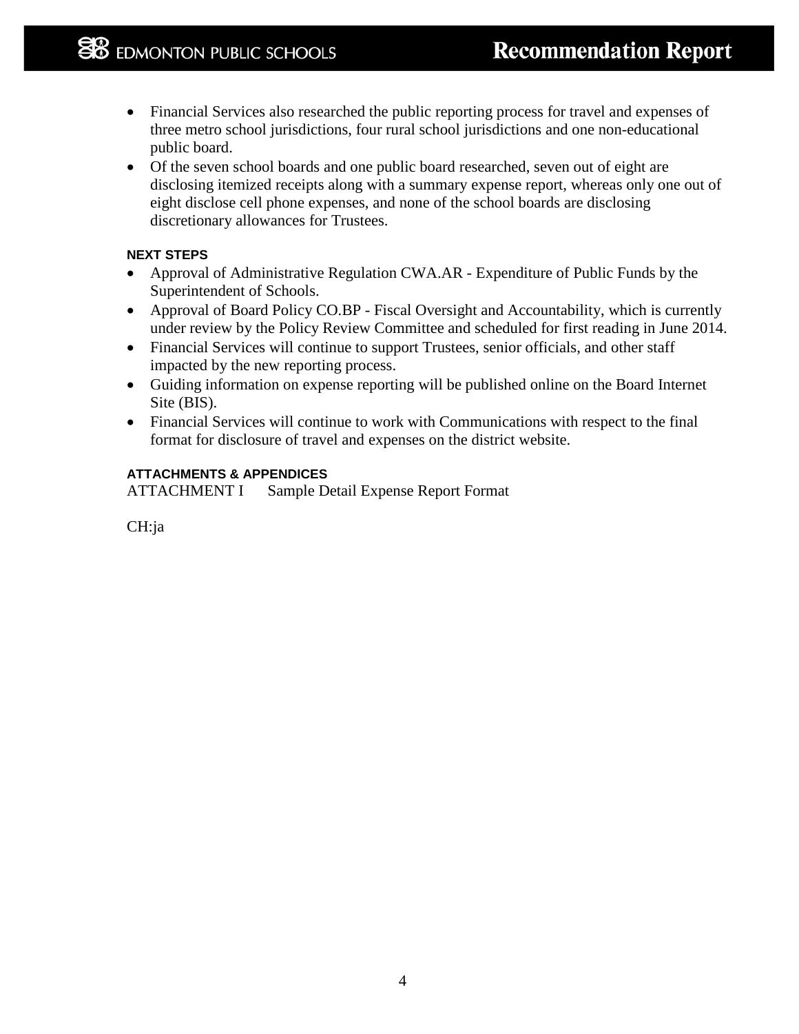- Financial Services also researched the public reporting process for travel and expenses of three metro school jurisdictions, four rural school jurisdictions and one non-educational public board.
- Of the seven school boards and one public board researched, seven out of eight are disclosing itemized receipts along with a summary expense report, whereas only one out of eight disclose cell phone expenses, and none of the school boards are disclosing discretionary allowances for Trustees.

**NEXT STEPS**

- Approval of Administrative Regulation CWA.AR - Expenditure of Public Funds by the Superintendent of Schools.
- Approval of Board Policy CO.BP - Fiscal Oversight and Accountability, which is currently under review by the Policy Review Committee and scheduled for first reading in June 2014.
- Financial Services will continue to support Trustees, senior officials, and other staff impacted by the new reporting process.
- Guiding information on expense reporting will be published online on the Board Internet Site (BIS).
- Financial Services will continue to work with Communications with respect to the final format for disclosure of travel and expenses on the district website.

**ATTACHMENTS & APPENDICES**

ATTACHMENT I   Sample Detail Expense Report Format

CH:ja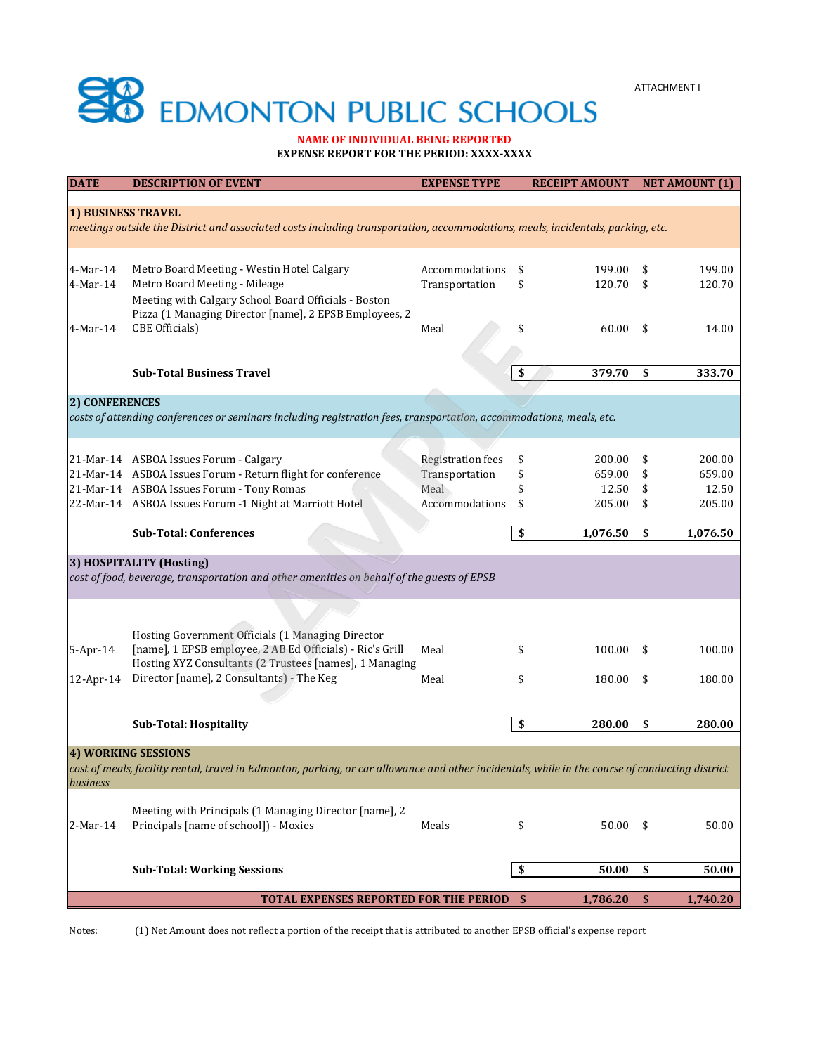ATTACHMENT I

# EDMONTON PUBLIC SCHOOLS

**NAME OF INDIVIDUAL BEING REPORTED**

**EXPENSE REPORT FOR THE PERIOD: XXXX-XXXX**

| DATE | DESCRIPTION OF EVENT | EXPENSE TYPE | RECEIPT AMOUNT | NET AMOUNT (1) |
|---|---|---|---|---|
| **1) BUSINESS TRAVEL** *meetings outside the District and associated costs including transportation, accommodations, meals, incidentals, parking, etc.* | | | | |
| 4-Mar-14 | Metro Board Meeting - Westin Hotel Calgary | Accommodations | $ 199.00 | $ 199.00 |
| 4-Mar-14 | Metro Board Meeting - Mileage | Transportation | $ 120.70 | $ 120.70 |
| 4-Mar-14 | Meeting with Calgary School Board Officials - Boston Pizza (1 Managing Director [name], 2 EPSB Employees, 2 CBE Officials) | Meal | $ 60.00 | $ 14.00 |
| | **Sub-Total Business Travel** | | **$ 379.70** | **$ 333.70** |
| **2) CONFERENCES** *costs of attending conferences or seminars including registration fees, transportation, accommodations, meals, etc.* | | | | |
| 21-Mar-14 | ASBOA Issues Forum - Calgary | Registration fees | $ 200.00 | $ 200.00 |
| 21-Mar-14 | ASBOA Issues Forum - Return flight for conference | Transportation | $ 659.00 | $ 659.00 |
| 21-Mar-14 | ASBOA Issues Forum - Tony Romas | Meal | $ 12.50 | $ 12.50 |
| 22-Mar-14 | ASBOA Issues Forum -1 Night at Marriott Hotel | Accommodations | $ 205.00 | $ 205.00 |
| | **Sub-Total: Conferences** | | **$ 1,076.50** | **$ 1,076.50** |
| **3) HOSPITALITY (Hosting)** *cost of food, beverage, transportation and other amenities on behalf of the guests of EPSB* | | | | |
| 5-Apr-14 | Hosting Government Officials (1 Managing Director [name], 1 EPSB employee, 2 AB Ed Officials) - Ric's Grill | Meal | $ 100.00 | $ 100.00 |
| 12-Apr-14 | Hosting XYZ Consultants (2 Trustees [names], 1 Managing Director [name], 2 Consultants) - The Keg | Meal | $ 180.00 | $ 180.00 |
| | **Sub-Total: Hospitality** | | **$ 280.00** | **$ 280.00** |
| **4) WORKING SESSIONS** *cost of meals, facility rental, travel in Edmonton, parking, or car allowance and other incidentals, while in the course of conducting district business* | | | | |
| 2-Mar-14 | Meeting with Principals (1 Managing Director [name], 2 Principals [name of school]) - Moxies | Meals | $ 50.00 | $ 50.00 |
| | **Sub-Total: Working Sessions** | | **$ 50.00** | **$ 50.00** |
| | **TOTAL EXPENSES REPORTED FOR THE PERIOD** | | **$ 1,786.20** | **$ 1,740.20** |

Notes: (1) Net Amount does not reflect a portion of the receipt that is attributed to another EPSB official's expense report